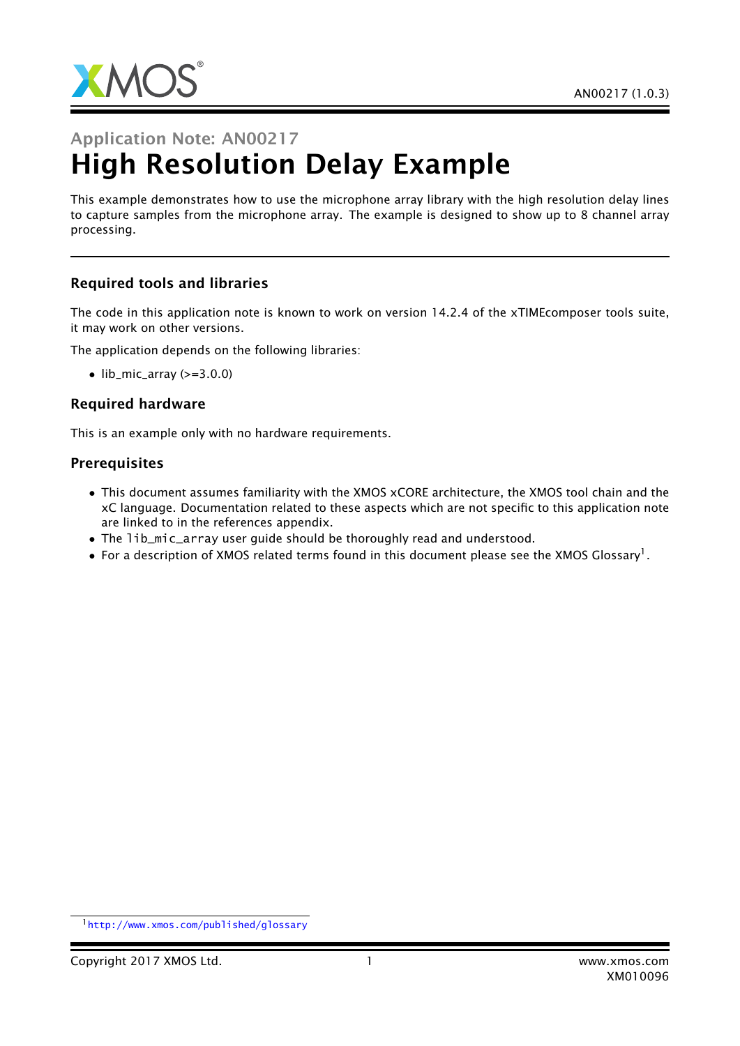Application Note: AN00217

# High Resolution Delay Example

This example demonstrates how to use the microphone array library with the high resolution delay lines to capture samples from the microphone array. The example is designed to show up to 8 channel array processing.

## Required tools and libraries

The code in this application note is known to work on version 14.2.4 of the xTIMEcomposer tools suite, it may work on other versions.

The application depends on the following libraries:

- lib_mic_array (>=3.0.0)

## Required hardware

This is an example only with no hardware requirements.

## Prerequisites

- This document assumes familiarity with the XMOS xCORE architecture, the XMOS tool chain and the xC language. Documentation related to these aspects which are not specific to this application note are linked to in the references appendix.
- The `lib_mic_array` user guide should be thoroughly read and understood.
- For a description of XMOS related terms found in this document please see the XMOS Glossary[1].

[1] http://www.xmos.com/published/glossary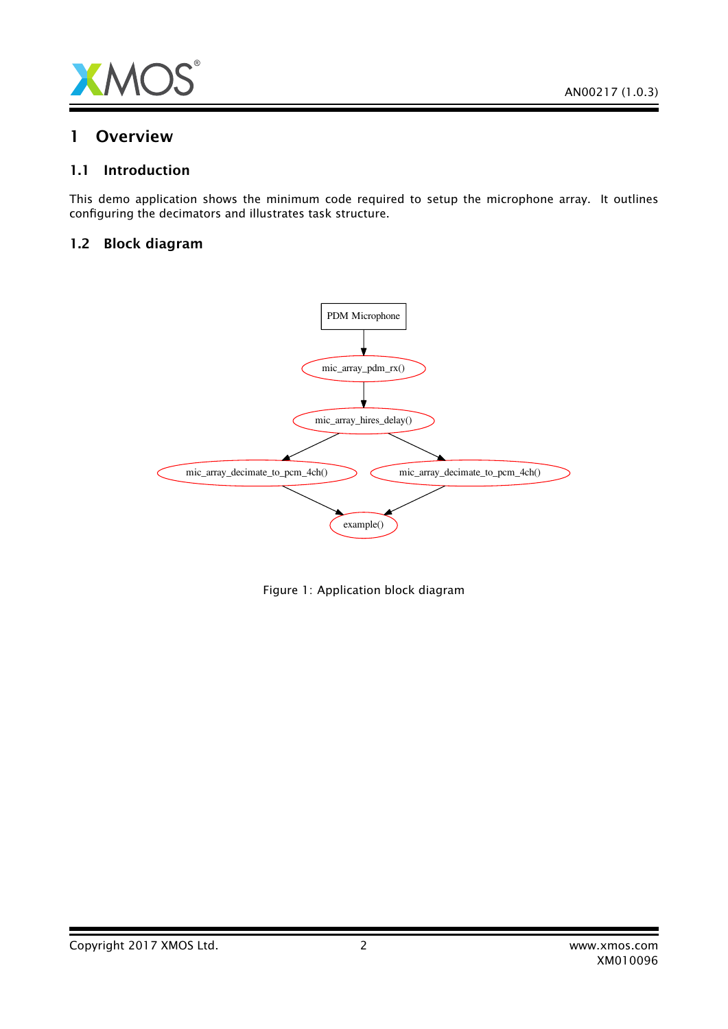# 1 Overview

## 1.1 Introduction

This demo application shows the minimum code required to setup the microphone array. It outlines configuring the decimators and illustrates task structure.

## 1.2 Block diagram

Figure 1: Application block diagram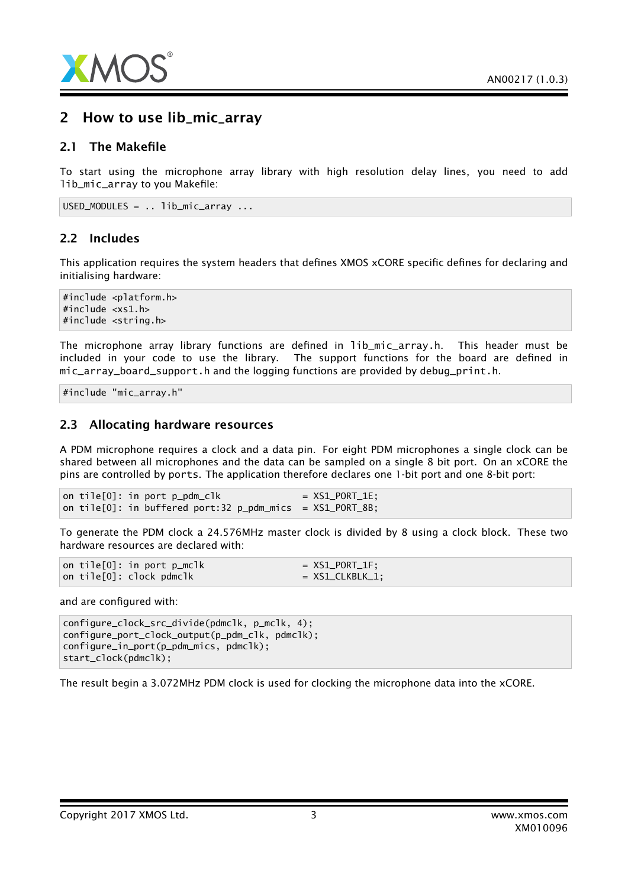## 2 How to use lib_mic_array

### 2.1 The Makefile

To start using the microphone array library with high resolution delay lines, you need to add `lib_mic_array` to you Makefile:

```
USED_MODULES = .. lib_mic_array ...
```

### 2.2 Includes

This application requires the system headers that defines XMOS xCORE specific defines for declaring and initialising hardware:

```
#include <platform.h>
#include <xs1.h>
#include <string.h>
```

The microphone array library functions are defined in `lib_mic_array.h`. This header must be included in your code to use the library. The support functions for the board are defined in `mic_array_board_support.h` and the logging functions are provided by `debug_print.h`.

```
#include "mic_array.h"
```

### 2.3 Allocating hardware resources

A PDM microphone requires a clock and a data pin. For eight PDM microphones a single clock can be shared between all microphones and the data can be sampled on a single 8 bit port. On an xCORE the pins are controlled by `ports`. The application therefore declares one 1-bit port and one 8-bit port:

```
on tile[0]: in port p_pdm_clk              = XS1_PORT_1E;
on tile[0]: in buffered port:32 p_pdm_mics  = XS1_PORT_8B;
```

To generate the PDM clock a 24.576MHz master clock is divided by 8 using a clock block. These two hardware resources are declared with:

```
on tile[0]: in port p_mclk                  = XS1_PORT_1F;
on tile[0]: clock pdmclk                    = XS1_CLKBLK_1;
```

and are configured with:

```
configure_clock_src_divide(pdmclk, p_mclk, 4);
configure_port_clock_output(p_pdm_clk, pdmclk);
configure_in_port(p_pdm_mics, pdmclk);
start_clock(pdmclk);
```

The result begin a 3.072MHz PDM clock is used for clocking the microphone data into the xCORE.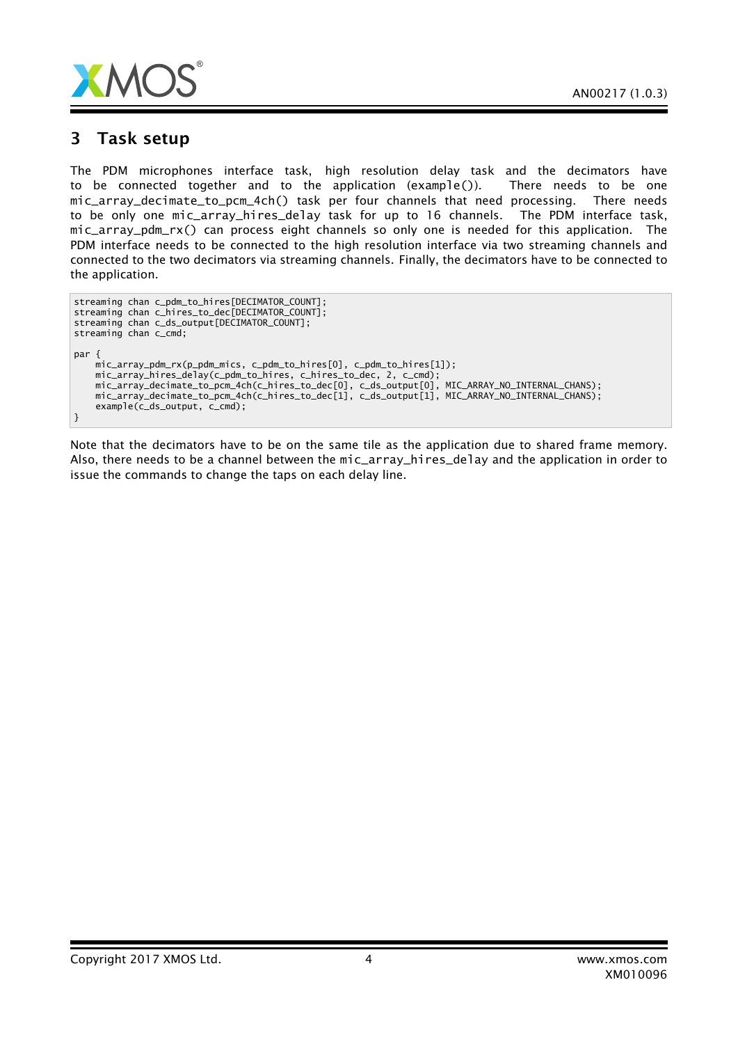# 3 Task setup

The PDM microphones interface task, high resolution delay task and the decimators have to be connected together and to the application (`example()`). There needs to be one `mic_array_decimate_to_pcm_4ch()` task per four channels that need processing. There needs to be only one `mic_array_hires_delay` task for up to 16 channels. The PDM interface task, `mic_array_pdm_rx()` can process eight channels so only one is needed for this application. The PDM interface needs to be connected to the high resolution interface via two streaming channels and connected to the two decimators via streaming channels. Finally, the decimators have to be connected to the application.

```
streaming chan c_pdm_to_hires[DECIMATOR_COUNT];
streaming chan c_hires_to_dec[DECIMATOR_COUNT];
streaming chan c_ds_output[DECIMATOR_COUNT];
streaming chan c_cmd;

par {
    mic_array_pdm_rx(p_pdm_mics, c_pdm_to_hires[0], c_pdm_to_hires[1]);
    mic_array_hires_delay(c_pdm_to_hires, c_hires_to_dec, 2, c_cmd);
    mic_array_decimate_to_pcm_4ch(c_hires_to_dec[0], c_ds_output[0], MIC_ARRAY_NO_INTERNAL_CHANS);
    mic_array_decimate_to_pcm_4ch(c_hires_to_dec[1], c_ds_output[1], MIC_ARRAY_NO_INTERNAL_CHANS);
    example(c_ds_output, c_cmd);
}
```

Note that the decimators have to be on the same tile as the application due to shared frame memory. Also, there needs to be a channel between the `mic_array_hires_delay` and the application in order to issue the commands to change the taps on each delay line.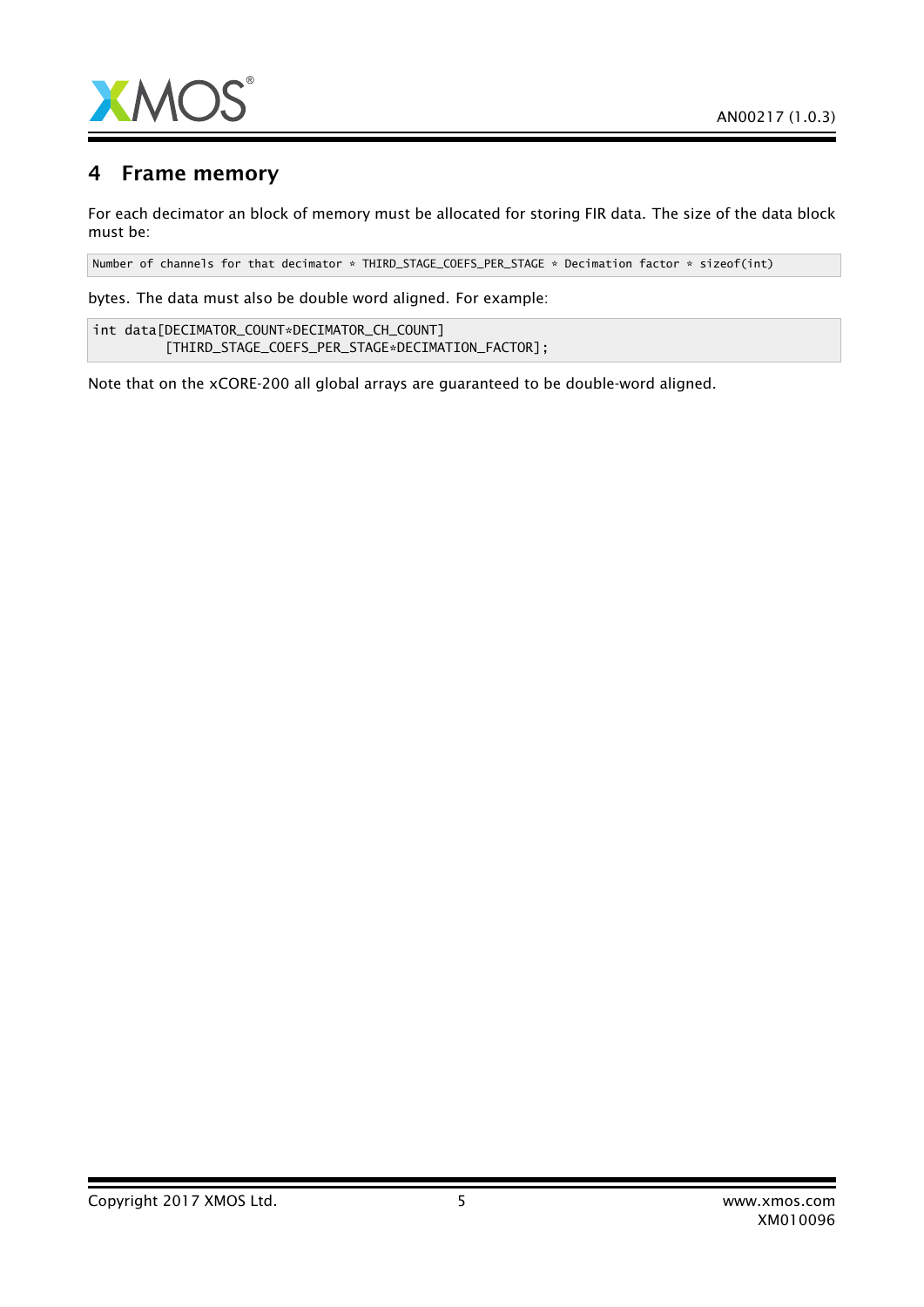## 4 Frame memory

For each decimator an block of memory must be allocated for storing FIR data. The size of the data block must be:

```
Number of channels for that decimator * THIRD_STAGE_COEFS_PER_STAGE * Decimation factor * sizeof(int)
```

bytes. The data must also be double word aligned. For example:

```
int data[DECIMATOR_COUNT*DECIMATOR_CH_COUNT]
         [THIRD_STAGE_COEFS_PER_STAGE*DECIMATION_FACTOR];
```

Note that on the xCORE-200 all global arrays are guaranteed to be double-word aligned.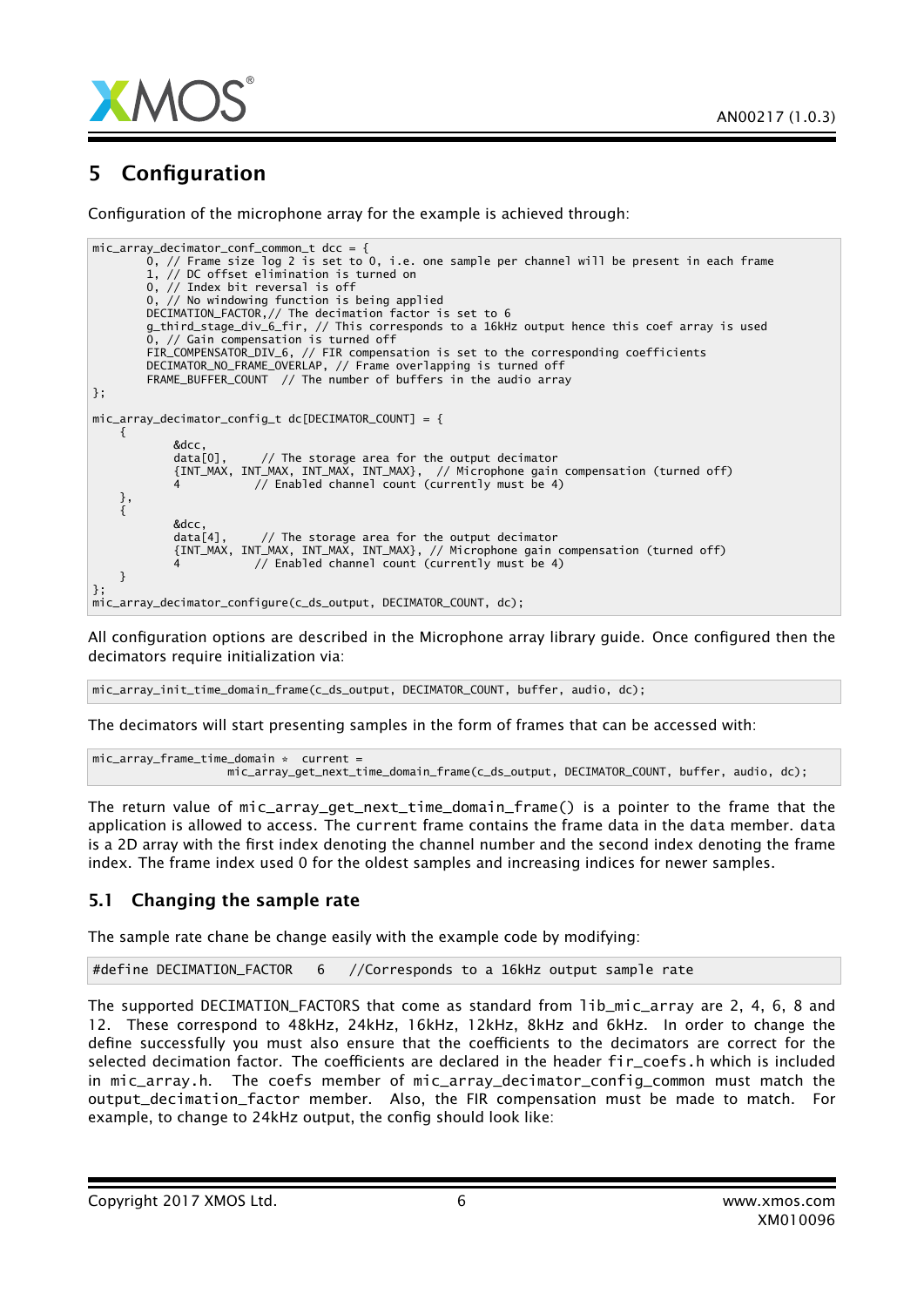# 5 Configuration

Configuration of the microphone array for the example is achieved through:

```
mic_array_decimator_conf_common_t dcc = {
        0, // Frame size log 2 is set to 0, i.e. one sample per channel will be present in each frame
        1, // DC offset elimination is turned on
        0, // Index bit reversal is off
        0, // No windowing function is being applied
        DECIMATION_FACTOR,// The decimation factor is set to 6
        g_third_stage_div_6_fir, // This corresponds to a 16kHz output hence this coef array is used
        0, // Gain compensation is turned off
        FIR_COMPENSATOR_DIV_6, // FIR compensation is set to the corresponding coefficients
        DECIMATOR_NO_FRAME_OVERLAP, // Frame overlapping is turned off
        FRAME_BUFFER_COUNT  // The number of buffers in the audio array
};

mic_array_decimator_config_t dc[DECIMATOR_COUNT] = {
    {
            &dcc,
            data[0],     // The storage area for the output decimator
            {INT_MAX, INT_MAX, INT_MAX, INT_MAX},  // Microphone gain compensation (turned off)
            4           // Enabled channel count (currently must be 4)
    },
    {
            &dcc,
            data[4],     // The storage area for the output decimator
            {INT_MAX, INT_MAX, INT_MAX, INT_MAX}, // Microphone gain compensation (turned off)
            4           // Enabled channel count (currently must be 4)
    }
};
mic_array_decimator_configure(c_ds_output, DECIMATOR_COUNT, dc);
```

All configuration options are described in the Microphone array library guide. Once configured then the decimators require initialization via:

```
mic_array_init_time_domain_frame(c_ds_output, DECIMATOR_COUNT, buffer, audio, dc);
```

The decimators will start presenting samples in the form of frames that can be accessed with:

```
mic_array_frame_time_domain *  current =
                    mic_array_get_next_time_domain_frame(c_ds_output, DECIMATOR_COUNT, buffer, audio, dc);
```

The return value of `mic_array_get_next_time_domain_frame()` is a pointer to the frame that the application is allowed to access. The `current` frame contains the frame data in the `data` member. `data` is a 2D array with the first index denoting the channel number and the second index denoting the frame index. The frame index used 0 for the oldest samples and increasing indices for newer samples.

## 5.1 Changing the sample rate

The sample rate chane be change easily with the example code by modifying:

```
#define DECIMATION_FACTOR   6   //Corresponds to a 16kHz output sample rate
```

The supported DECIMATION_FACTORS that come as standard from `lib_mic_array` are 2, 4, 6, 8 and 12. These correspond to 48kHz, 24kHz, 16kHz, 12kHz, 8kHz and 6kHz. In order to change the define successfully you must also ensure that the coefficients to the decimators are correct for the selected decimation factor. The coefficients are declared in the header `fir_coefs.h` which is included in `mic_array.h`. The coefs member of `mic_array_decimator_config_common` must match the `output_decimation_factor` member. Also, the FIR compensation must be made to match. For example, to change to 24kHz output, the config should look like: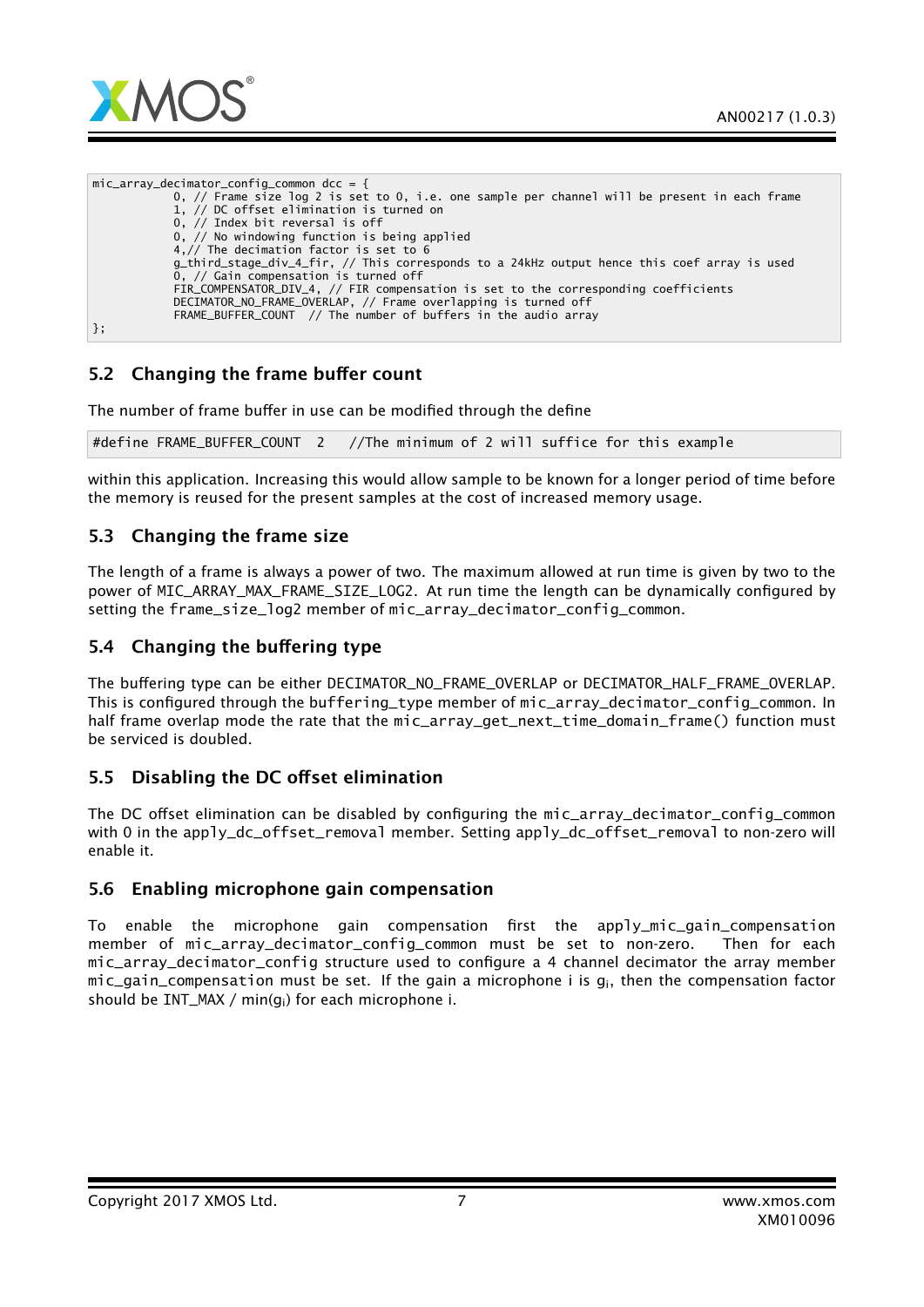```
mic_array_decimator_config_common dcc = {
            0, // Frame size log 2 is set to 0, i.e. one sample per channel will be present in each frame
            1, // DC offset elimination is turned on
            0, // Index bit reversal is off
            0, // No windowing function is being applied
            4,// The decimation factor is set to 6
            g_third_stage_div_4_fir, // This corresponds to a 24kHz output hence this coef array is used
            0, // Gain compensation is turned off
            FIR_COMPENSATOR_DIV_4, // FIR compensation is set to the corresponding coefficients
            DECIMATOR_NO_FRAME_OVERLAP, // Frame overlapping is turned off
            FRAME_BUFFER_COUNT  // The number of buffers in the audio array
};
```

## 5.2 Changing the frame buffer count

The number of frame buffer in use can be modified through the define

```
#define FRAME_BUFFER_COUNT  2   //The minimum of 2 will suffice for this example
```

within this application. Increasing this would allow sample to be known for a longer period of time before the memory is reused for the present samples at the cost of increased memory usage.

## 5.3 Changing the frame size

The length of a frame is always a power of two. The maximum allowed at run time is given by two to the power of MIC_ARRAY_MAX_FRAME_SIZE_LOG2. At run time the length can be dynamically configured by setting the frame_size_log2 member of mic_array_decimator_config_common.

## 5.4 Changing the buffering type

The buffering type can be either DECIMATOR_NO_FRAME_OVERLAP or DECIMATOR_HALF_FRAME_OVERLAP. This is configured through the buffering_type member of mic_array_decimator_config_common. In half frame overlap mode the rate that the mic_array_get_next_time_domain_frame() function must be serviced is doubled.

## 5.5 Disabling the DC offset elimination

The DC offset elimination can be disabled by configuring the mic_array_decimator_config_common with 0 in the apply_dc_offset_removal member. Setting apply_dc_offset_removal to non-zero will enable it.

## 5.6 Enabling microphone gain compensation

To enable the microphone gain compensation first the apply_mic_gain_compensation member of mic_array_decimator_config_common must be set to non-zero. Then for each mic_array_decimator_config structure used to configure a 4 channel decimator the array member mic_gain_compensation must be set. If the gain a microphone i is $g_i$, then the compensation factor should be INT_MAX / min($g_i$) for each microphone i.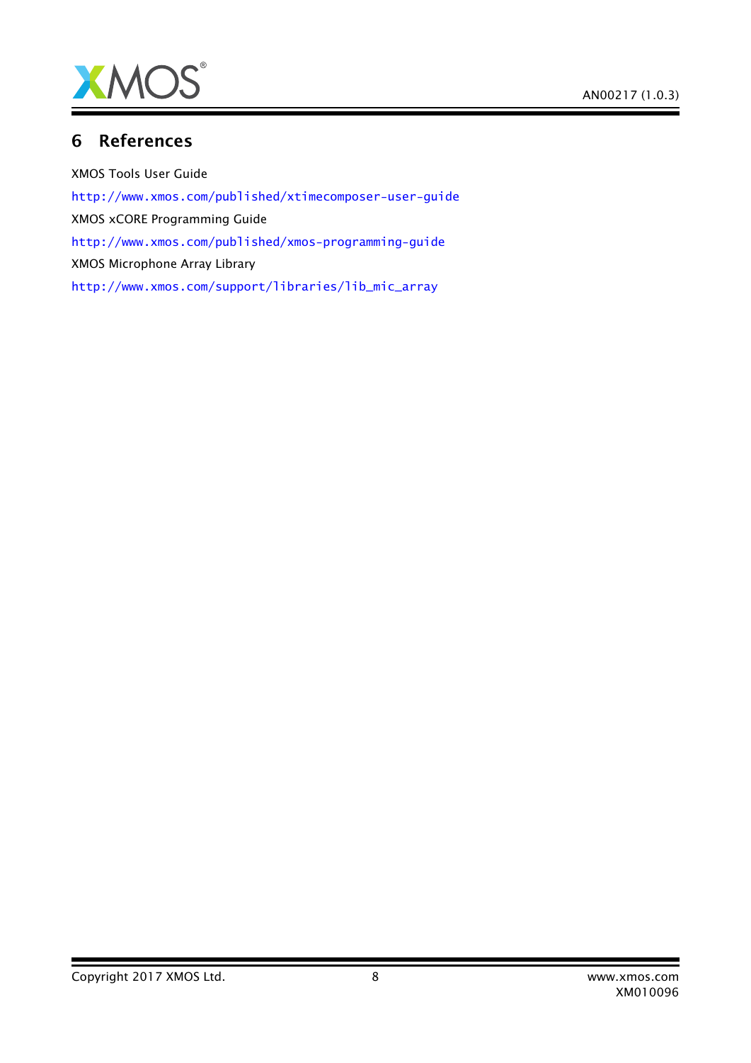## 6 References

XMOS Tools User Guide

http://www.xmos.com/published/xtimecomposer-user-guide

XMOS xCORE Programming Guide

http://www.xmos.com/published/xmos-programming-guide

XMOS Microphone Array Library

http://www.xmos.com/support/libraries/lib_mic_array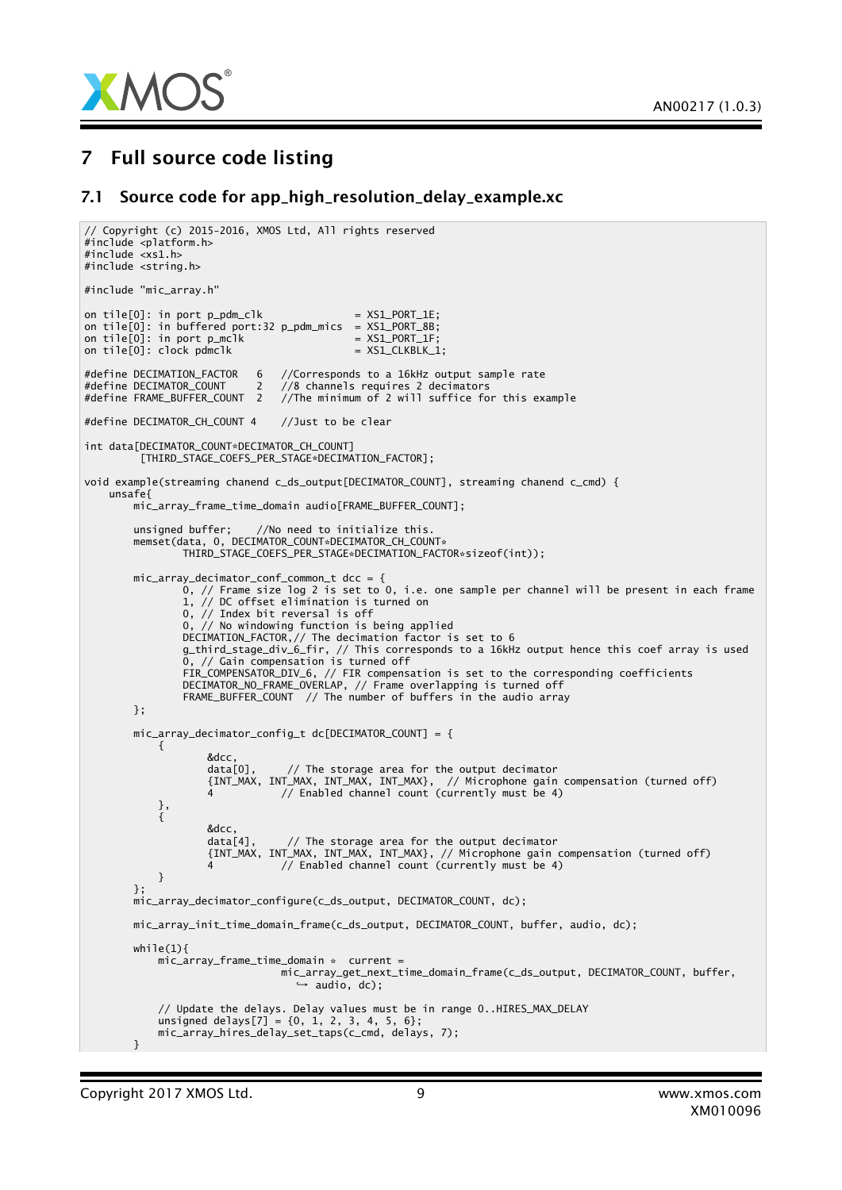# 7 Full source code listing

## 7.1 Source code for app_high_resolution_delay_example.xc

```
// Copyright (c) 2015-2016, XMOS Ltd, All rights reserved
#include <platform.h>
#include <xs1.h>
#include <string.h>

#include "mic_array.h"

on tile[0]: in port p_pdm_clk               = XS1_PORT_1E;
on tile[0]: in buffered port:32 p_pdm_mics  = XS1_PORT_8B;
on tile[0]: in port p_mclk                  = XS1_PORT_1F;
on tile[0]: clock pdmclk                    = XS1_CLKBLK_1;

#define DECIMATION_FACTOR   6   //Corresponds to a 16kHz output sample rate
#define DECIMATOR_COUNT     2   //8 channels requires 2 decimators
#define FRAME_BUFFER_COUNT  2   //The minimum of 2 will suffice for this example

#define DECIMATOR_CH_COUNT 4    //Just to be clear

int data[DECIMATOR_COUNT*DECIMATOR_CH_COUNT]
         [THIRD_STAGE_COEFS_PER_STAGE*DECIMATION_FACTOR];

void example(streaming chanend c_ds_output[DECIMATOR_COUNT], streaming chanend c_cmd) {
    unsafe{
        mic_array_frame_time_domain audio[FRAME_BUFFER_COUNT];

        unsigned buffer;    //No need to initialize this.
        memset(data, 0, DECIMATOR_COUNT*DECIMATOR_CH_COUNT*
                THIRD_STAGE_COEFS_PER_STAGE*DECIMATION_FACTOR*sizeof(int));

        mic_array_decimator_conf_common_t dcc = {
                0, // Frame size log 2 is set to 0, i.e. one sample per channel will be present in each frame
                1, // DC offset elimination is turned on
                0, // Index bit reversal is off
                0, // No windowing function is being applied
                DECIMATION_FACTOR,// The decimation factor is set to 6
                g_third_stage_div_6_fir, // This corresponds to a 16kHz output hence this coef array is used
                0, // Gain compensation is turned off
                FIR_COMPENSATOR_DIV_6, // FIR compensation is set to the corresponding coefficients
                DECIMATOR_NO_FRAME_OVERLAP, // Frame overlapping is turned off
                FRAME_BUFFER_COUNT  // The number of buffers in the audio array
        };

        mic_array_decimator_config_t dc[DECIMATOR_COUNT] = {
            {
                    &dcc,
                    data[0],     // The storage area for the output decimator
                    {INT_MAX, INT_MAX, INT_MAX, INT_MAX},  // Microphone gain compensation (turned off)
                    4           // Enabled channel count (currently must be 4)
            },
            {
                    &dcc,
                    data[4],     // The storage area for the output decimator
                    {INT_MAX, INT_MAX, INT_MAX, INT_MAX}, // Microphone gain compensation (turned off)
                    4           // Enabled channel count (currently must be 4)
            }
        };
        mic_array_decimator_configure(c_ds_output, DECIMATOR_COUNT, dc);

        mic_array_init_time_domain_frame(c_ds_output, DECIMATOR_COUNT, buffer, audio, dc);

        while(1){
            mic_array_frame_time_domain *  current =
                                    mic_array_get_next_time_domain_frame(c_ds_output, DECIMATOR_COUNT, buffer,
                                      ↪ audio, dc);

            // Update the delays. Delay values must be in range 0..HIRES_MAX_DELAY
            unsigned delays[7] = {0, 1, 2, 3, 4, 5, 6};
            mic_array_hires_delay_set_taps(c_cmd, delays, 7);
        }
```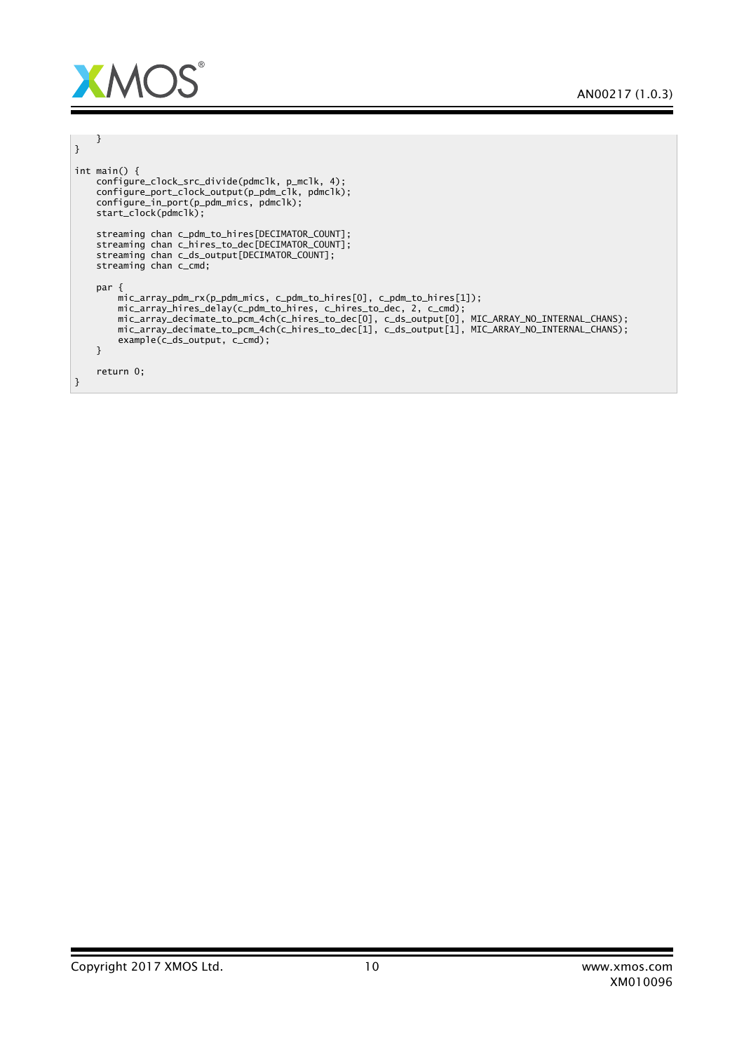```
    }
}

int main() {
    configure_clock_src_divide(pdmclk, p_mclk, 4);
    configure_port_clock_output(p_pdm_clk, pdmclk);
    configure_in_port(p_pdm_mics, pdmclk);
    start_clock(pdmclk);

    streaming chan c_pdm_to_hires[DECIMATOR_COUNT];
    streaming chan c_hires_to_dec[DECIMATOR_COUNT];
    streaming chan c_ds_output[DECIMATOR_COUNT];
    streaming chan c_cmd;

    par {
        mic_array_pdm_rx(p_pdm_mics, c_pdm_to_hires[0], c_pdm_to_hires[1]);
        mic_array_hires_delay(c_pdm_to_hires, c_hires_to_dec, 2, c_cmd);
        mic_array_decimate_to_pcm_4ch(c_hires_to_dec[0], c_ds_output[0], MIC_ARRAY_NO_INTERNAL_CHANS);
        mic_array_decimate_to_pcm_4ch(c_hires_to_dec[1], c_ds_output[1], MIC_ARRAY_NO_INTERNAL_CHANS);
        example(c_ds_output, c_cmd);
    }

    return 0;
}
```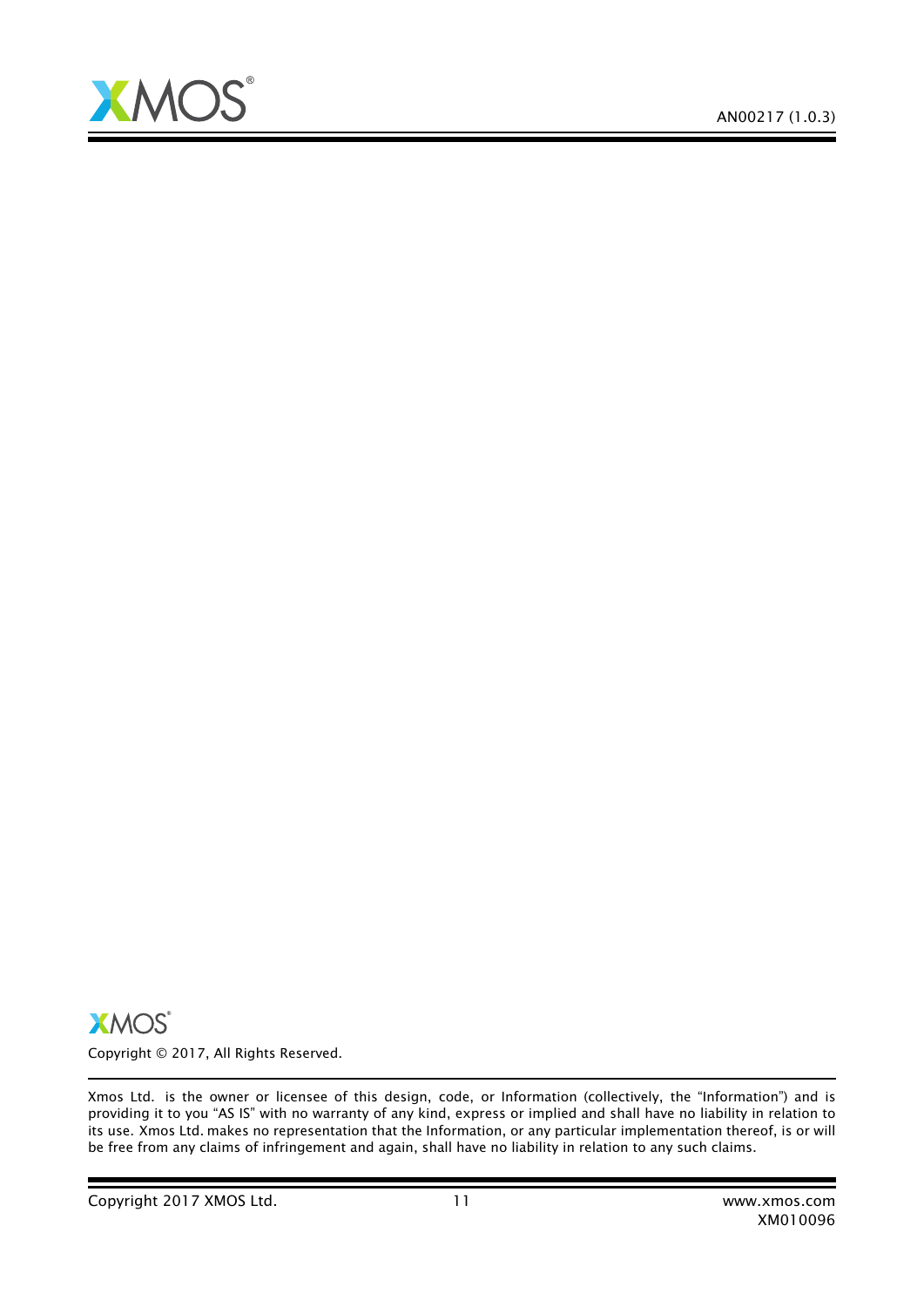Copyright © 2017, All Rights Reserved.

Xmos Ltd. is the owner or licensee of this design, code, or Information (collectively, the "Information") and is providing it to you "AS IS" with no warranty of any kind, express or implied and shall have no liability in relation to its use. Xmos Ltd. makes no representation that the Information, or any particular implementation thereof, is or will be free from any claims of infringement and again, shall have no liability in relation to any such claims.